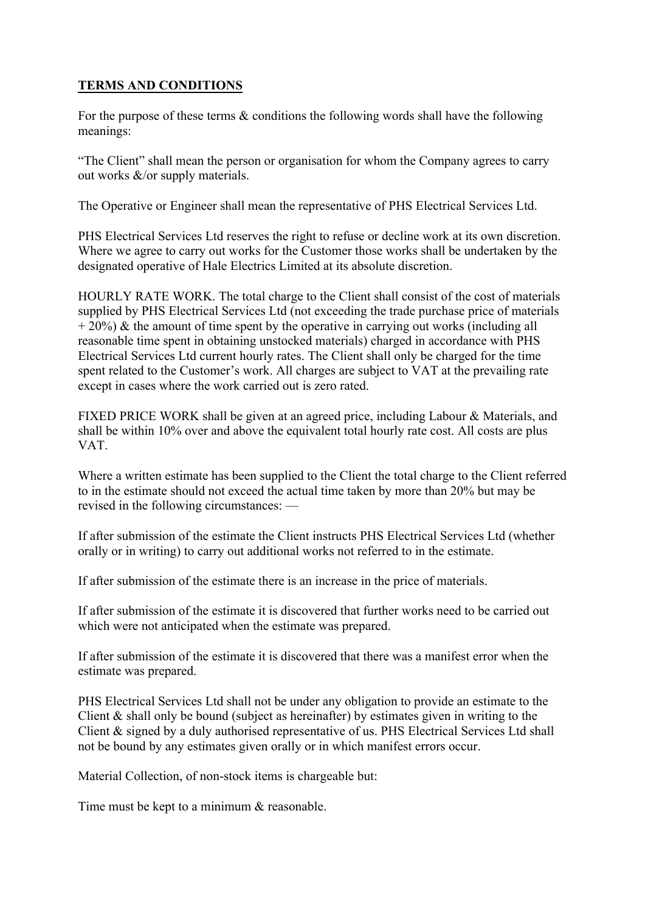**TERMS AND CONDITIONS**

For the purpose of these terms & conditions the following words shall have the following meanings:

"The Client" shall mean the person or organisation for whom the Company agrees to carry out works &/or supply materials.

The Operative or Engineer shall mean the representative of PHS Electrical Services Ltd.

PHS Electrical Services Ltd reserves the right to refuse or decline work at its own discretion. Where we agree to carry out works for the Customer those works shall be undertaken by the designated operative of Hale Electrics Limited at its absolute discretion.

HOURLY RATE WORK. The total charge to the Client shall consist of the cost of materials supplied by PHS Electrical Services Ltd (not exceeding the trade purchase price of materials + 20%) & the amount of time spent by the operative in carrying out works (including all reasonable time spent in obtaining unstocked materials) charged in accordance with PHS Electrical Services Ltd current hourly rates. The Client shall only be charged for the time spent related to the Customer's work. All charges are subject to VAT at the prevailing rate except in cases where the work carried out is zero rated.

FIXED PRICE WORK shall be given at an agreed price, including Labour & Materials, and shall be within 10% over and above the equivalent total hourly rate cost. All costs are plus VAT.

Where a written estimate has been supplied to the Client the total charge to the Client referred to in the estimate should not exceed the actual time taken by more than 20% but may be revised in the following circumstances: —

If after submission of the estimate the Client instructs PHS Electrical Services Ltd (whether orally or in writing) to carry out additional works not referred to in the estimate.

If after submission of the estimate there is an increase in the price of materials.

If after submission of the estimate it is discovered that further works need to be carried out which were not anticipated when the estimate was prepared.

If after submission of the estimate it is discovered that there was a manifest error when the estimate was prepared.

PHS Electrical Services Ltd shall not be under any obligation to provide an estimate to the Client & shall only be bound (subject as hereinafter) by estimates given in writing to the Client & signed by a duly authorised representative of us. PHS Electrical Services Ltd shall not be bound by any estimates given orally or in which manifest errors occur.

Material Collection, of non-stock items is chargeable but:

Time must be kept to a minimum & reasonable.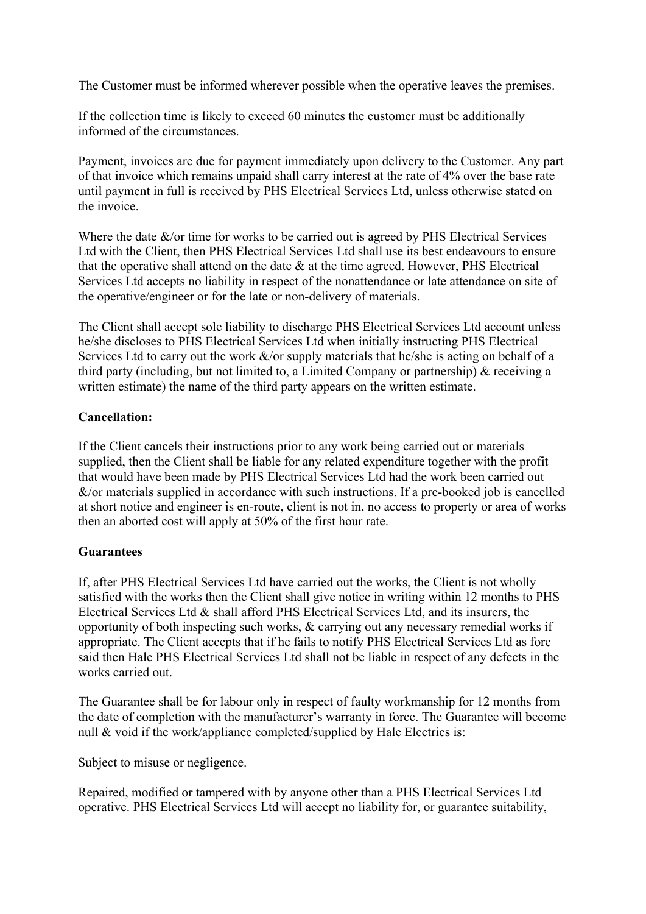The Customer must be informed wherever possible when the operative leaves the premises.

If the collection time is likely to exceed 60 minutes the customer must be additionally informed of the circumstances.

Payment, invoices are due for payment immediately upon delivery to the Customer. Any part of that invoice which remains unpaid shall carry interest at the rate of 4% over the base rate until payment in full is received by PHS Electrical Services Ltd, unless otherwise stated on the invoice.

Where the date &/or time for works to be carried out is agreed by PHS Electrical Services Ltd with the Client, then PHS Electrical Services Ltd shall use its best endeavours to ensure that the operative shall attend on the date & at the time agreed. However, PHS Electrical Services Ltd accepts no liability in respect of the nonattendance or late attendance on site of the operative/engineer or for the late or non-delivery of materials.

The Client shall accept sole liability to discharge PHS Electrical Services Ltd account unless he/she discloses to PHS Electrical Services Ltd when initially instructing PHS Electrical Services Ltd to carry out the work &/or supply materials that he/she is acting on behalf of a third party (including, but not limited to, a Limited Company or partnership) & receiving a written estimate) the name of the third party appears on the written estimate.

**Cancellation:**

If the Client cancels their instructions prior to any work being carried out or materials supplied, then the Client shall be liable for any related expenditure together with the profit that would have been made by PHS Electrical Services Ltd had the work been carried out &/or materials supplied in accordance with such instructions. If a pre-booked job is cancelled at short notice and engineer is en-route, client is not in, no access to property or area of works then an aborted cost will apply at 50% of the first hour rate.

**Guarantees**

If, after PHS Electrical Services Ltd have carried out the works, the Client is not wholly satisfied with the works then the Client shall give notice in writing within 12 months to PHS Electrical Services Ltd & shall afford PHS Electrical Services Ltd, and its insurers, the opportunity of both inspecting such works, & carrying out any necessary remedial works if appropriate. The Client accepts that if he fails to notify PHS Electrical Services Ltd as fore said then Hale PHS Electrical Services Ltd shall not be liable in respect of any defects in the works carried out.

The Guarantee shall be for labour only in respect of faulty workmanship for 12 months from the date of completion with the manufacturer's warranty in force. The Guarantee will become null & void if the work/appliance completed/supplied by Hale Electrics is:

Subject to misuse or negligence.

Repaired, modified or tampered with by anyone other than a PHS Electrical Services Ltd operative. PHS Electrical Services Ltd will accept no liability for, or guarantee suitability,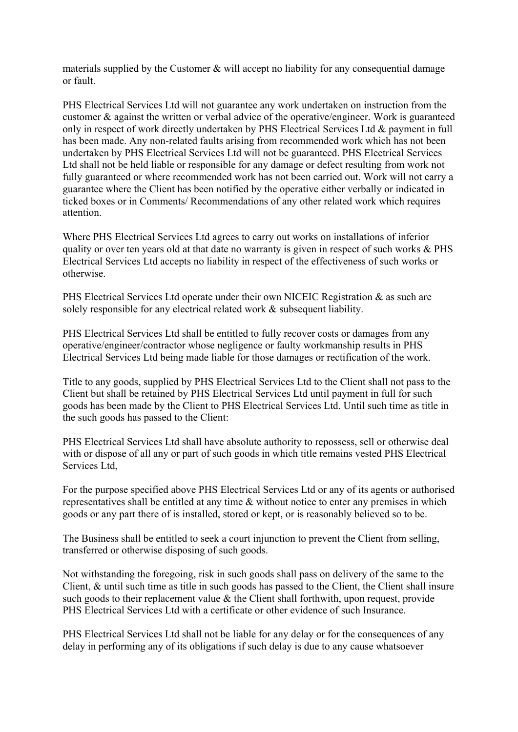materials supplied by the Customer & will accept no liability for any consequential damage or fault.

PHS Electrical Services Ltd will not guarantee any work undertaken on instruction from the customer & against the written or verbal advice of the operative/engineer. Work is guaranteed only in respect of work directly undertaken by PHS Electrical Services Ltd & payment in full has been made. Any non-related faults arising from recommended work which has not been undertaken by PHS Electrical Services Ltd will not be guaranteed. PHS Electrical Services Ltd shall not be held liable or responsible for any damage or defect resulting from work not fully guaranteed or where recommended work has not been carried out. Work will not carry a guarantee where the Client has been notified by the operative either verbally or indicated in ticked boxes or in Comments/ Recommendations of any other related work which requires attention.

Where PHS Electrical Services Ltd agrees to carry out works on installations of inferior quality or over ten years old at that date no warranty is given in respect of such works & PHS Electrical Services Ltd accepts no liability in respect of the effectiveness of such works or otherwise.

PHS Electrical Services Ltd operate under their own NICEIC Registration & as such are solely responsible for any electrical related work & subsequent liability.

PHS Electrical Services Ltd shall be entitled to fully recover costs or damages from any operative/engineer/contractor whose negligence or faulty workmanship results in PHS Electrical Services Ltd being made liable for those damages or rectification of the work.

Title to any goods, supplied by PHS Electrical Services Ltd to the Client shall not pass to the Client but shall be retained by PHS Electrical Services Ltd until payment in full for such goods has been made by the Client to PHS Electrical Services Ltd. Until such time as title in the such goods has passed to the Client:

PHS Electrical Services Ltd shall have absolute authority to repossess, sell or otherwise deal with or dispose of all any or part of such goods in which title remains vested PHS Electrical Services Ltd,

For the purpose specified above PHS Electrical Services Ltd or any of its agents or authorised representatives shall be entitled at any time & without notice to enter any premises in which goods or any part there of is installed, stored or kept, or is reasonably believed so to be.

The Business shall be entitled to seek a court injunction to prevent the Client from selling, transferred or otherwise disposing of such goods.

Not withstanding the foregoing, risk in such goods shall pass on delivery of the same to the Client, & until such time as title in such goods has passed to the Client, the Client shall insure such goods to their replacement value & the Client shall forthwith, upon request, provide PHS Electrical Services Ltd with a certificate or other evidence of such Insurance.

PHS Electrical Services Ltd shall not be liable for any delay or for the consequences of any delay in performing any of its obligations if such delay is due to any cause whatsoever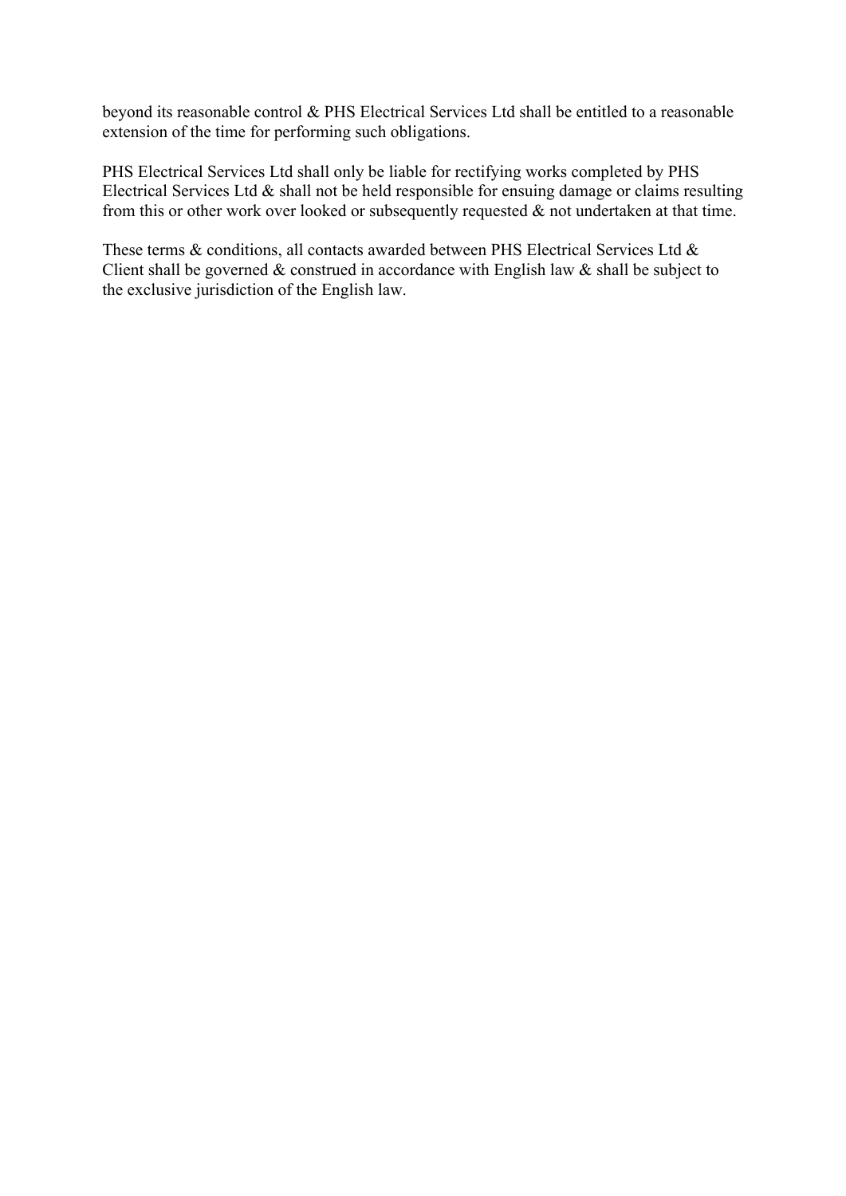beyond its reasonable control & PHS Electrical Services Ltd shall be entitled to a reasonable extension of the time for performing such obligations.

PHS Electrical Services Ltd shall only be liable for rectifying works completed by PHS Electrical Services Ltd & shall not be held responsible for ensuing damage or claims resulting from this or other work over looked or subsequently requested & not undertaken at that time.

These terms & conditions, all contacts awarded between PHS Electrical Services Ltd & Client shall be governed & construed in accordance with English law & shall be subject to the exclusive jurisdiction of the English law.